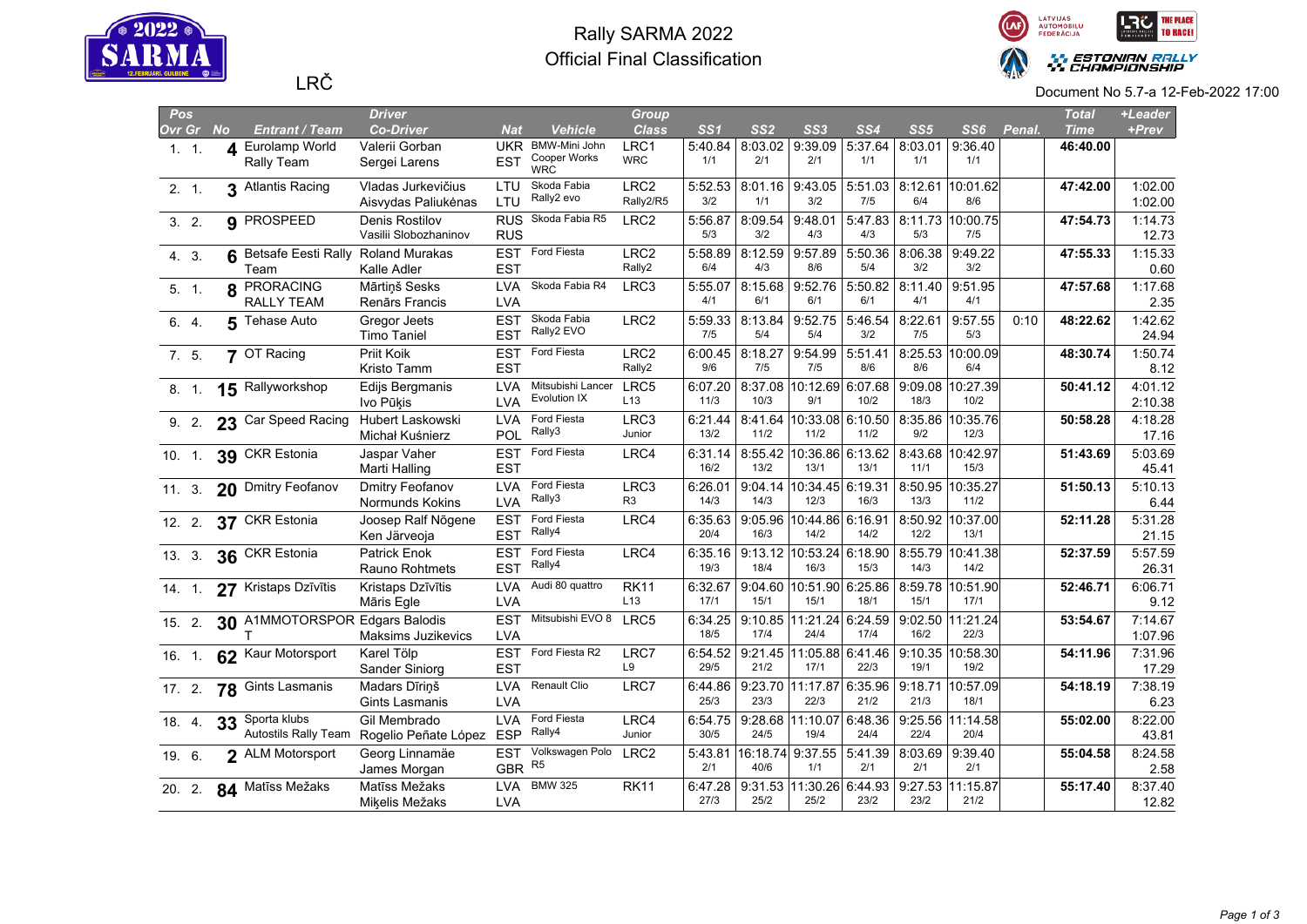# Rally SARMA 2022

## Official Final Classification

LRČ

Document No 5.7-a 12-Feb-2022 17:00

| Pos Ovr | Pos Gr | No | Entrant / Team | Driver / Co-Driver | Nat | Vehicle | Group / Class | SS1 | SS2 | SS3 | SS4 | SS5 | SS6 | Penal. | Total Time | +Leader / +Prev |
|---|---|---|---|---|---|---|---|---|---|---|---|---|---|---|---|---|
| 1. | 1. | 4 | Eurolamp World Rally Team | Valerii Gorban / Sergei Larens | UKR / EST | BMW-Mini John Cooper Works WRC | LRC1 / WRC | 5:40.84 1/1 | 8:03.02 2/1 | 9:39.09 2/1 | 5:37.64 1/1 | 8:03.01 1/1 | 9:36.40 1/1 | | 46:40.00 | |
| 2. | 1. | 3 | Atlantis Racing | Vladas Jurkevičius / Aisvydas Paliukėnas | LTU / LTU | Skoda Fabia Rally2 evo | LRC2 / Rally2/R5 | 5:52.53 3/2 | 8:01.16 1/1 | 9:43.05 3/2 | 5:51.03 7/5 | 8:12.61 6/4 | 10:01.62 8/6 | | 47:42.00 | 1:02.00 / 1:02.00 |
| 3. | 2. | 9 | PROSPEED | Denis Rostilov / Vasilii Slobozhaninov | RUS / RUS | Skoda Fabia R5 | LRC2 | 5:56.87 5/3 | 8:09.54 3/2 | 9:48.01 4/3 | 5:47.83 4/3 | 8:11.73 5/3 | 10:00.75 7/5 | | 47:54.73 | 1:14.73 / 12.73 |
| 4. | 3. | 6 | Betsafe Eesti Rally Team | Roland Murakas / Kalle Adler | EST / EST | Ford Fiesta | LRC2 / Rally2 | 5:58.89 6/4 | 8:12.59 4/3 | 9:57.89 8/6 | 5:50.36 5/4 | 8:06.38 3/2 | 9:49.22 3/2 | | 47:55.33 | 1:15.33 / 0.60 |
| 5. | 1. | 8 | PRORACING RALLY TEAM | Mārtiņš Sesks / Renārs Francis | LVA / LVA | Skoda Fabia R4 | LRC3 | 5:55.07 4/1 | 8:15.68 6/1 | 9:52.76 6/1 | 5:50.82 6/1 | 8:11.40 4/1 | 9:51.95 4/1 | | 47:57.68 | 1:17.68 / 2.35 |
| 6. | 4. | 5 | Tehase Auto | Gregor Jeets / Timo Taniel | EST / EST | Skoda Fabia Rally2 EVO | LRC2 | 5:59.33 7/5 | 8:13.84 5/4 | 9:52.75 5/4 | 5:46.54 3/2 | 8:22.61 7/5 | 9:57.55 5/3 | 0:10 | 48:22.62 | 1:42.62 / 24.94 |
| 7. | 5. | 7 | OT Racing | Priit Koik / Kristo Tamm | EST / EST | Ford Fiesta | LRC2 / Rally2 | 6:00.45 9/6 | 8:18.27 7/5 | 9:54.99 7/5 | 5:51.41 8/6 | 8:25.53 8/6 | 10:00.09 6/4 | | 48:30.74 | 1:50.74 / 8.12 |
| 8. | 1. | 15 | Rallyworkshop | Edijs Bergmanis / Ivo Pūķis | LVA / LVA | Mitsubishi Lancer Evolution IX | LRC5 / L13 | 6:07.20 11/3 | 8:37.08 10/3 | 10:12.69 9/1 | 6:07.68 10/2 | 9:09.08 18/3 | 10:27.39 10/2 | | 50:41.12 | 4:01.12 / 2:10.38 |
| 9. | 2. | 23 | Car Speed Racing | Hubert Laskowski / Michał Kuśnierz | LVA / POL | Ford Fiesta Rally3 | LRC3 / Junior | 6:21.44 13/2 | 8:41.64 11/2 | 10:33.08 11/2 | 6:10.50 11/2 | 8:35.86 9/2 | 10:35.76 12/3 | | 50:58.28 | 4:18.28 / 17.16 |
| 10. | 1. | 39 | CKR Estonia | Jaspar Vaher / Marti Halling | EST / EST | Ford Fiesta | LRC4 | 6:31.14 16/2 | 8:55.42 13/2 | 10:36.86 13/1 | 6:13.62 13/1 | 8:43.68 11/1 | 10:42.97 15/3 | | 51:43.69 | 5:03.69 / 45.41 |
| 11. | 3. | 20 | Dmitry Feofanov | Dmitry Feofanov / Normunds Kokins | LVA / LVA | Ford Fiesta Rally3 | LRC3 / R3 | 6:26.01 14/3 | 9:04.14 14/3 | 10:34.45 12/3 | 6:19.31 16/3 | 8:50.95 13/3 | 10:35.27 11/2 | | 51:50.13 | 5:10.13 / 6.44 |
| 12. | 2. | 37 | CKR Estonia | Joosep Ralf Nõgene / Ken Järveoja | EST / EST | Ford Fiesta Rally4 | LRC4 | 6:35.63 20/4 | 9:05.96 16/3 | 10:44.86 14/2 | 6:16.91 14/2 | 8:50.92 12/2 | 10:37.00 13/1 | | 52:11.28 | 5:31.28 / 21.15 |
| 13. | 3. | 36 | CKR Estonia | Patrick Enok / Rauno Rohtmets | EST / EST | Ford Fiesta Rally4 | LRC4 | 6:35.16 19/3 | 9:13.12 18/4 | 10:53.24 16/3 | 6:18.90 15/3 | 8:55.79 14/3 | 10:41.38 14/2 | | 52:37.59 | 5:57.59 / 26.31 |
| 14. | 1. | 27 | Kristaps Dzīvītis | Kristaps Dzīvītis / Māris Egle | LVA / LVA | Audi 80 quattro | RK11 / L13 | 6:32.67 17/1 | 9:04.60 15/1 | 10:51.90 15/1 | 6:25.86 18/1 | 8:59.78 15/1 | 10:51.90 17/1 | | 52:46.71 | 6:06.71 / 9.12 |
| 15. | 2. | 30 | A1MMOTORSPORT | Edgars Balodis / Maksims Juzikevics | EST / LVA | Mitsubishi EVO 8 | LRC5 | 6:34.25 18/5 | 9:10.85 17/4 | 11:21.24 24/4 | 6:24.59 17/4 | 9:02.50 16/2 | 11:21.24 22/3 | | 53:54.67 | 7:14.67 / 1:07.96 |
| 16. | 1. | 62 | Kaur Motorsport | Karel Tölp / Sander Siniorg | EST / EST | Ford Fiesta R2 | LRC7 / L9 | 6:54.52 29/5 | 9:21.45 21/2 | 11:05.88 17/1 | 6:41.46 22/3 | 9:10.35 19/1 | 10:58.30 19/2 | | 54:11.96 | 7:31.96 / 17.29 |
| 17. | 2. | 78 | Gints Lasmanis | Madars Dīriņš / Gints Lasmanis | LVA / LVA | Renault Clio | LRC7 | 6:44.86 25/3 | 9:23.70 23/3 | 11:17.87 22/3 | 6:35.96 21/2 | 9:18.71 21/3 | 10:57.09 18/1 | | 54:18.19 | 7:38.19 / 6.23 |
| 18. | 4. | 33 | Sporta klubs Autostils Rally Team | Gil Membrado / Rogelio Peñate López | LVA / ESP | Ford Fiesta Rally4 | LRC4 / Junior | 6:54.75 30/5 | 9:28.68 24/5 | 11:10.07 19/4 | 6:48.36 24/4 | 9:25.56 22/4 | 11:14.58 20/4 | | 55:02.00 | 8:22.00 / 43.81 |
| 19. | 6. | 2 | ALM Motorsport | Georg Linnamäe / James Morgan | EST / GBR | Volkswagen Polo R5 | LRC2 | 5:43.81 2/1 | 16:18.74 40/6 | 9:37.55 1/1 | 5:41.39 2/1 | 8:03.69 2/1 | 9:39.40 2/1 | | 55:04.58 | 8:24.58 / 2.58 |
| 20. | 2. | 84 | Matīss Mežaks | Matīss Mežaks / Miķelis Mežaks | LVA / LVA | BMW 325 | RK11 | 6:47.28 27/3 | 9:31.53 25/2 | 11:30.26 25/2 | 6:44.93 23/2 | 9:27.53 23/2 | 11:15.87 21/2 | | 55:17.40 | 8:37.40 / 12.82 |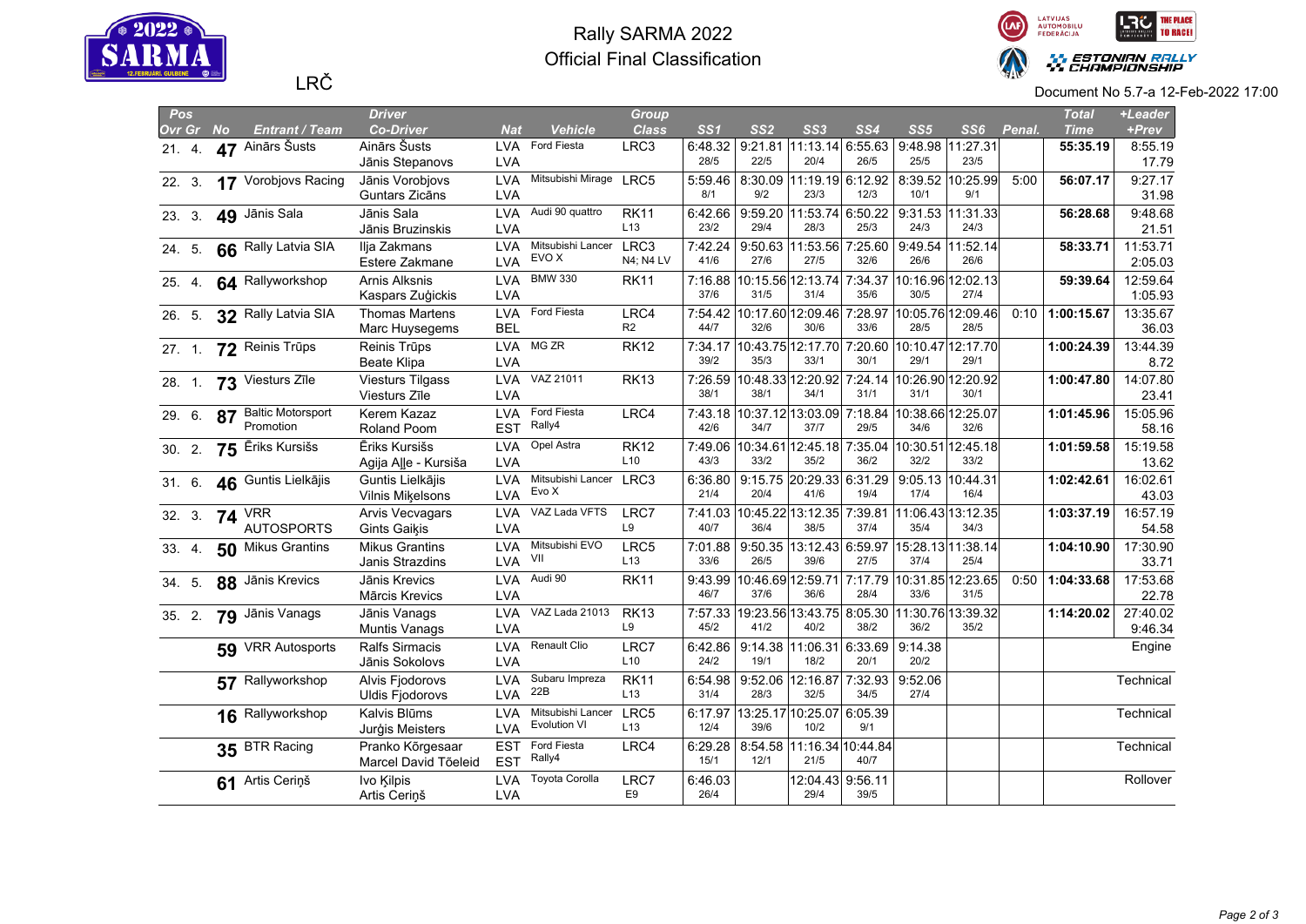# Rally SARMA 2022

## Official Final Classification

LRČ

Document No 5.7-a 12-Feb-2022 17:00

| Pos Ovr | Gr | No | Entrant / Team | Driver / Co-Driver | Nat | Vehicle | Group / Class | SS1 | SS2 | SS3 | SS4 | SS5 | SS6 | Penal. | Total Time | +Leader / +Prev |
|---|---|---|---|---|---|---|---|---|---|---|---|---|---|---|---|---|
| 21. | 4. | 47 | Ainārs Šusts | Ainārs Šusts / Jānis Stepanovs | LVA / LVA | Ford Fiesta | LRC3 | 6:48.32 28/5 | 9:21.81 22/5 | 11:13.14 20/4 | 6:55.63 26/5 | 9:48.98 25/5 | 11:27.31 23/5 | | 55:35.19 | 8:55.19 / 17.79 |
| 22. | 3. | 17 | Vorobjovs Racing | Jānis Vorobjovs / Guntars Zicāns | LVA / LVA | Mitsubishi Mirage | LRC5 | 5:59.46 8/1 | 8:30.09 9/2 | 11:19.19 23/3 | 6:12.92 12/3 | 8:39.52 10/1 | 10:25.99 9/1 | 5:00 | 56:07.17 | 9:27.17 / 31.98 |
| 23. | 3. | 49 | Jānis Sala | Jānis Sala / Jānis Bruzinskis | LVA / LVA | Audi 90 quattro | RK11 / L13 | 6:42.66 23/2 | 9:59.20 29/4 | 11:53.74 28/3 | 6:50.22 25/3 | 9:31.53 24/3 | 11:31.33 24/3 | | 56:28.68 | 9:48.68 / 21.51 |
| 24. | 5. | 66 | Rally Latvia SIA | Ilja Zakmans / Estere Zakmane | LVA / LVA | Mitsubishi Lancer EVO X | LRC3 / N4; N4 LV | 7:42.24 41/6 | 9:50.63 27/6 | 11:53.56 27/5 | 7:25.60 32/6 | 9:49.54 26/6 | 11:52.14 26/6 | | 58:33.71 | 11:53.71 / 2:05.03 |
| 25. | 4. | 64 | Rallyworkshop | Arnis Alksnis / Kaspars Zuģickis | LVA / LVA | BMW 330 | RK11 | 7:16.88 37/6 | 10:15.56 31/5 | 12:13.74 31/4 | 7:34.37 35/6 | 10:16.96 30/5 | 12:02.13 27/4 | | 59:39.64 | 12:59.64 / 1:05.93 |
| 26. | 5. | 32 | Rally Latvia SIA | Thomas Martens / Marc Huysegems | LVA / BEL | Ford Fiesta | LRC4 / R2 | 7:54.42 44/7 | 10:17.60 32/6 | 12:09.46 30/6 | 7:28.97 33/6 | 10:05.76 28/5 | 12:09.46 28/5 | 0:10 | 1:00:15.67 | 13:35.67 / 36.03 |
| 27. | 1. | 72 | Reinis Trūps | Reinis Trūps / Beate Klipa | LVA / LVA | MG ZR | RK12 | 7:34.17 39/2 | 10:43.75 35/3 | 12:17.70 33/1 | 7:20.60 30/1 | 10:10.47 29/1 | 12:17.70 29/1 | | 1:00:24.39 | 13:44.39 / 8.72 |
| 28. | 1. | 73 | Viesturs Zīle | Viesturs Tilgass / Viesturs Zīle | LVA / LVA | VAZ 21011 | RK13 | 7:26.59 38/1 | 10:48.33 38/1 | 12:20.92 34/1 | 7:24.14 31/1 | 10:26.90 31/1 | 12:20.92 30/1 | | 1:00:47.80 | 14:07.80 / 23.41 |
| 29. | 6. | 87 | Baltic Motorsport Promotion | Kerem Kazaz / Roland Poom | LVA / EST | Ford Fiesta Rally4 | LRC4 | 7:43.18 42/6 | 10:37.12 34/7 | 13:03.09 37/7 | 7:18.84 29/5 | 10:38.66 34/6 | 12:25.07 32/6 | | 1:01:45.96 | 15:05.96 / 58.16 |
| 30. | 2. | 75 | Ēriks Kursišs | Ēriks Kursišs / Agija Alle - Kursiša | LVA / LVA | Opel Astra | RK12 / L10 | 7:49.06 43/3 | 10:34.61 33/2 | 12:45.18 35/2 | 7:35.04 36/2 | 10:30.51 32/2 | 12:45.18 33/2 | | 1:01:59.58 | 15:19.58 / 13.62 |
| 31. | 6. | 46 | Guntis Lielkājis | Guntis Lielkājis / Vilnis Miķelsons | LVA / LVA | Mitsubishi Lancer Evo X | LRC3 | 6:36.80 21/4 | 9:15.75 20/4 | 20:29.33 41/6 | 6:31.29 19/4 | 9:05.13 17/4 | 10:44.31 16/4 | | 1:02:42.61 | 16:02.61 / 43.03 |
| 32. | 3. | 74 | VRR AUTOSPORTS | Arvis Vecvagars / Gints Gaiķis | LVA / LVA | VAZ Lada VFTS | LRC7 / L9 | 7:41.03 40/7 | 10:45.22 36/4 | 13:12.35 38/5 | 7:39.81 37/4 | 11:06.43 35/4 | 13:12.35 34/3 | | 1:03:37.19 | 16:57.19 / 54.58 |
| 33. | 4. | 50 | Mikus Grantins | Mikus Grantins / Janis Strazdins | LVA / LVA | Mitsubishi EVO VII | LRC5 / L13 | 7:01.88 33/6 | 9:50.35 26/5 | 13:12.43 39/6 | 6:59.97 27/5 | 15:28.13 37/4 | 11:38.14 25/4 | | 1:04:10.90 | 17:30.90 / 33.71 |
| 34. | 5. | 88 | Jānis Krevics | Jānis Krevics / Mārcis Krevics | LVA / LVA | Audi 90 | RK11 | 9:43.99 46/7 | 10:46.69 37/6 | 12:59.71 36/6 | 7:17.79 28/4 | 10:31.85 33/6 | 12:23.65 31/5 | 0:50 | 1:04:33.68 | 17:53.68 / 22.78 |
| 35. | 2. | 79 | Jānis Vanags | Jānis Vanags / Muntis Vanags | LVA / LVA | VAZ Lada 21013 | RK13 / L9 | 7:57.33 45/2 | 19:23.56 41/2 | 13:43.75 40/2 | 8:05.30 38/2 | 11:30.76 36/2 | 13:39.32 35/2 | | 1:14:20.02 | 27:40.02 / 9:46.34 |
| | | 59 | VRR Autosports | Ralfs Sirmacis / Jānis Sokolovs | LVA / LVA | Renault Clio | LRC7 / L10 | 6:42.86 24/2 | 9:14.38 19/1 | 11:06.31 18/2 | 6:33.69 20/1 | 9:14.38 20/2 | | | | Engine |
| | | 57 | Rallyworkshop | Alvis Fjodorovs / Uldis Fjodorovs | LVA / LVA | Subaru Impreza 22B | RK11 / L13 | 6:54.98 31/4 | 9:52.06 28/3 | 12:16.87 32/5 | 7:32.93 34/5 | 9:52.06 27/4 | | | | Technical |
| | | 16 | Rallyworkshop | Kalvis Blūms / Jurģis Meisters | LVA / LVA | Mitsubishi Lancer Evolution VI | LRC5 / L13 | 6:17.97 12/4 | 13:25.17 39/6 | 10:25.07 10/2 | 6:05.39 9/1 | | | | | Technical |
| | | 35 | BTR Racing | Pranko Kõrgesaar / Marcel David Tõeleid | EST / EST | Ford Fiesta Rally4 | LRC4 | 6:29.28 15/1 | 8:54.58 12/1 | 11:16.34 21/5 | 10:44.84 40/7 | | | | | Technical |
| | | 61 | Artis Ceriņš | Ivo Ķilpis / Artis Ceriņš | LVA / LVA | Toyota Corolla | LRC7 / E9 | 6:46.03 26/4 | | 12:04.43 29/4 | 9:56.11 39/5 | | | | | Rollover |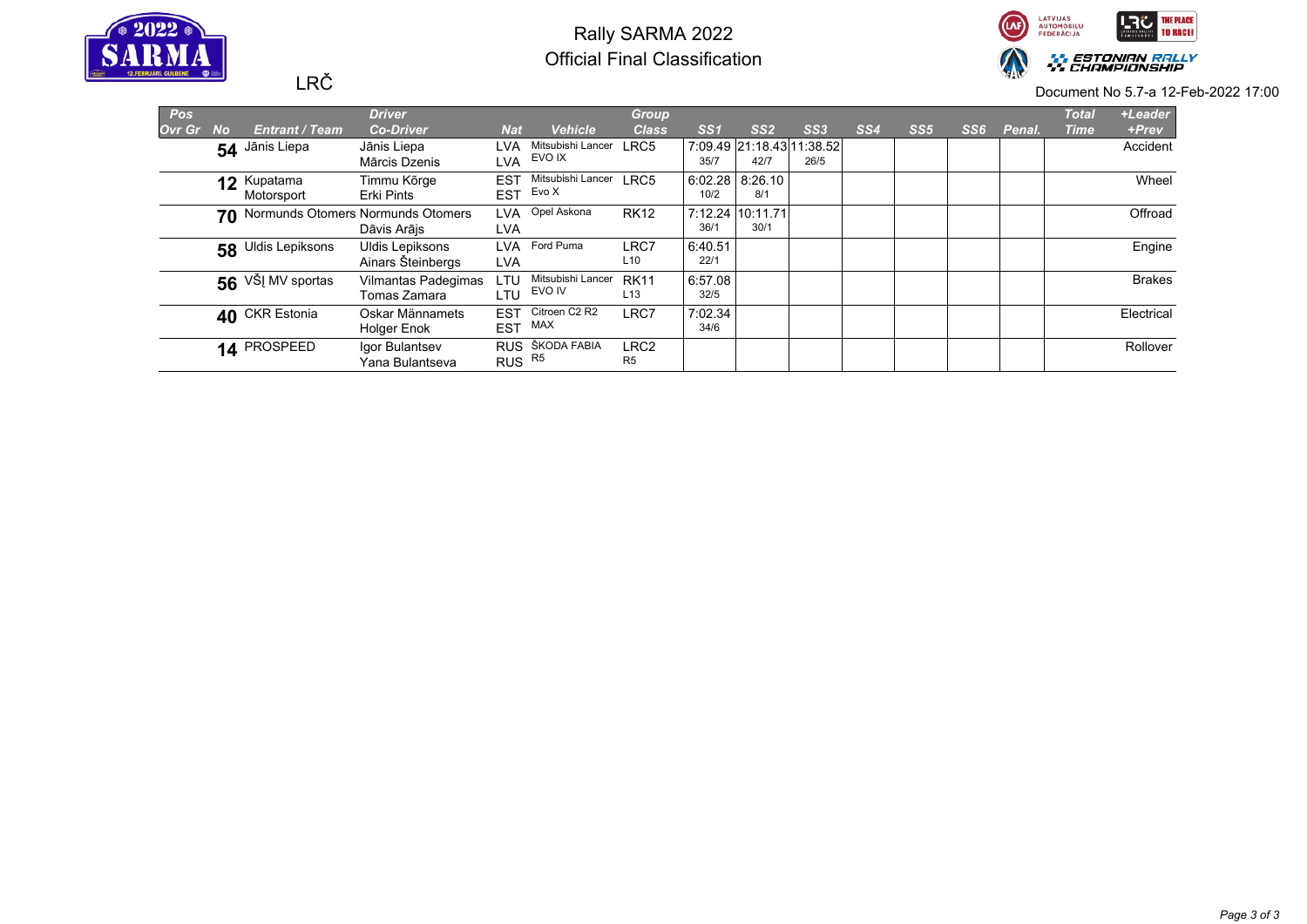# Rally SARMA 2022
## Official Final Classification

LRČ

Document No 5.7-a 12-Feb-2022 17:00

| Pos Ovr Gr | No | Entrant / Team | Driver Co-Driver | Nat | Vehicle | Group Class | SS1 | SS2 | SS3 | SS4 | SS5 | SS6 | Penal. | Total Time | +Leader +Prev |
|---|---|---|---|---|---|---|---|---|---|---|---|---|---|---|---|
| | 54 | Jānis Liepa | Jānis Liepa<br>Mārcis Dzenis | LVA<br>LVA | Mitsubishi Lancer EVO IX | LRC5 | 7:09.49<br>35/7 | 21:18.43<br>42/7 | 11:38.52<br>26/5 | | | | | | Accident |
| | 12 | Kupatama Motorsport | Timmu Kõrge<br>Erki Pints | EST<br>EST | Mitsubishi Lancer Evo X | LRC5 | 6:02.28<br>10/2 | 8:26.10<br>8/1 | | | | | | | Wheel |
| | 70 | Normunds Otomers | Normunds Otomers<br>Dāvis Arājs | LVA<br>LVA | Opel Askona | RK12 | 7:12.24<br>36/1 | 10:11.71<br>30/1 | | | | | | | Offroad |
| | 58 | Uldis Lepiksons | Uldis Lepiksons<br>Ainars Šteinbergs | LVA<br>LVA | Ford Puma | LRC7<br>L10 | 6:40.51<br>22/1 | | | | | | | | Engine |
| | 56 | VšĮ MV sportas | Vilmantas Padegimas<br>Tomas Zamara | LTU<br>LTU | Mitsubishi Lancer EVO IV | RK11<br>L13 | 6:57.08<br>32/5 | | | | | | | | Brakes |
| | 40 | CKR Estonia | Oskar Männamets<br>Holger Enok | EST<br>EST | Citroen C2 R2 MAX | LRC7 | 7:02.34<br>34/6 | | | | | | | | Electrical |
| | 14 | PROSPEED | Igor Bulantsev<br>Yana Bulantseva | RUS<br>RUS | ŠKODA FABIA R5 | LRC2<br>R5 | | | | | | | | | Rollover |